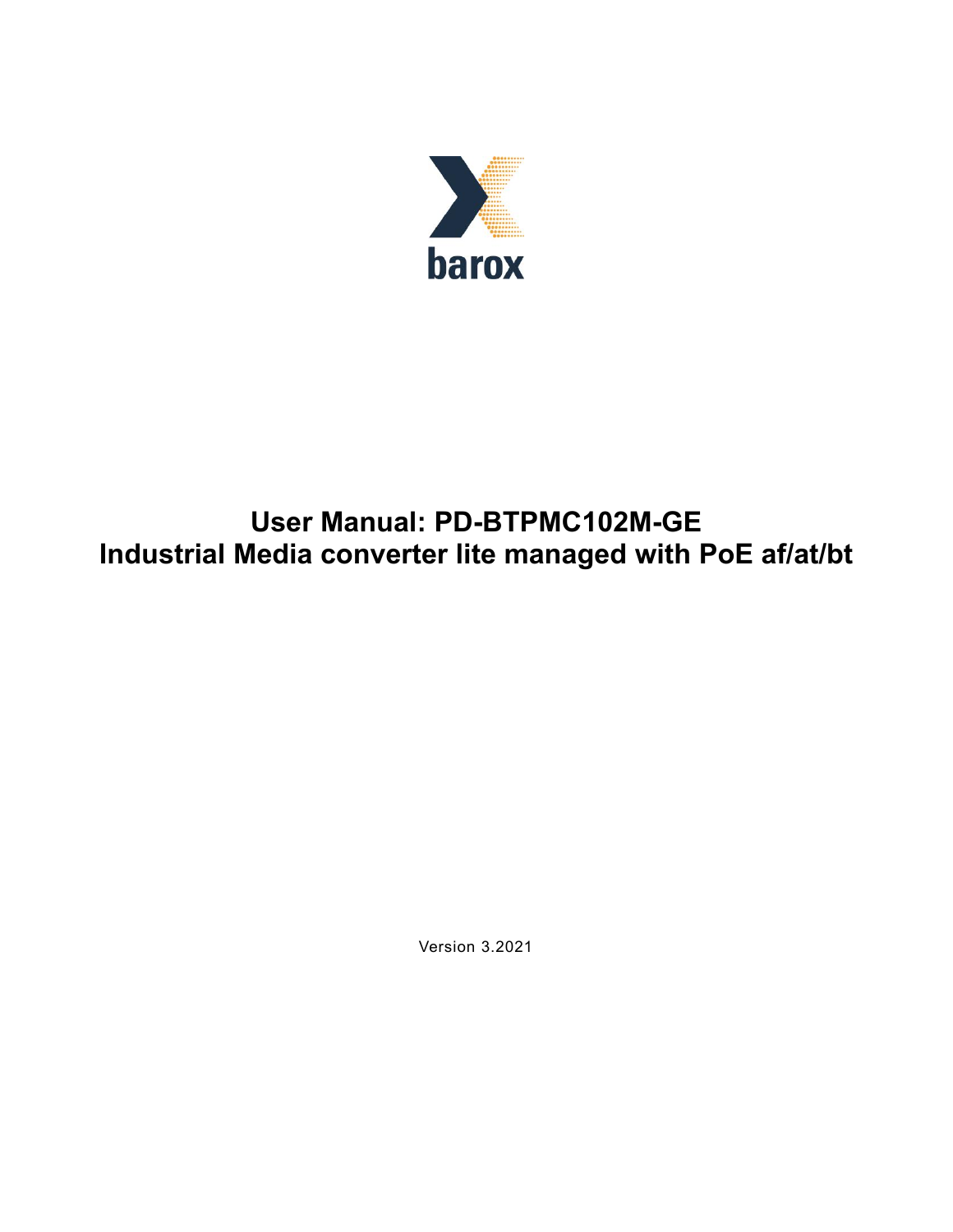barox

# User Manual: PD-BTPMC102M-GE
# Industrial Media converter lite managed with PoE af/at/bt

Version 3.2021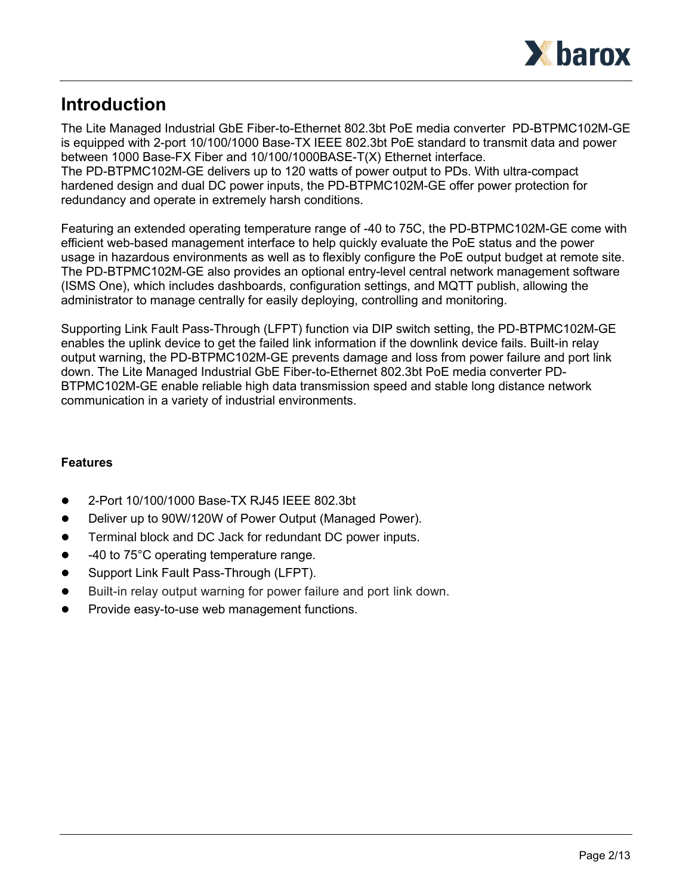# Introduction

The Lite Managed Industrial GbE Fiber-to-Ethernet 802.3bt PoE media converter PD-BTPMC102M-GE is equipped with 2-port 10/100/1000 Base-TX IEEE 802.3bt PoE standard to transmit data and power between 1000 Base-FX Fiber and 10/100/1000BASE-T(X) Ethernet interface.
The PD-BTPMC102M-GE delivers up to 120 watts of power output to PDs. With ultra-compact hardened design and dual DC power inputs, the PD-BTPMC102M-GE offer power protection for redundancy and operate in extremely harsh conditions.

Featuring an extended operating temperature range of -40 to 75C, the PD-BTPMC102M-GE come with efficient web-based management interface to help quickly evaluate the PoE status and the power usage in hazardous environments as well as to flexibly configure the PoE output budget at remote site. The PD-BTPMC102M-GE also provides an optional entry-level central network management software (ISMS One), which includes dashboards, configuration settings, and MQTT publish, allowing the administrator to manage centrally for easily deploying, controlling and monitoring.

Supporting Link Fault Pass-Through (LFPT) function via DIP switch setting, the PD-BTPMC102M-GE enables the uplink device to get the failed link information if the downlink device fails. Built-in relay output warning, the PD-BTPMC102M-GE prevents damage and loss from power failure and port link down. The Lite Managed Industrial GbE Fiber-to-Ethernet 802.3bt PoE media converter PD-BTPMC102M-GE enable reliable high data transmission speed and stable long distance network communication in a variety of industrial environments.

**Features**

- 2-Port 10/100/1000 Base-TX RJ45 IEEE 802.3bt
- Deliver up to 90W/120W of Power Output (Managed Power).
- Terminal block and DC Jack for redundant DC power inputs.
- -40 to 75°C operating temperature range.
- Support Link Fault Pass-Through (LFPT).
- Built-in relay output warning for power failure and port link down.
- Provide easy-to-use web management functions.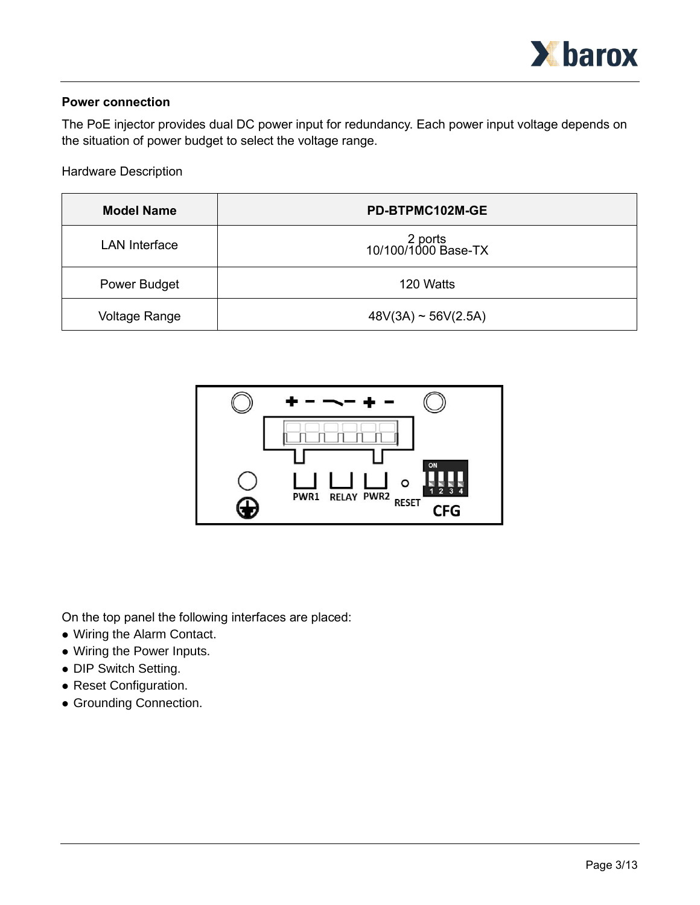**Power connection**

The PoE injector provides dual DC power input for redundancy. Each power input voltage depends on the situation of power budget to select the voltage range.

Hardware Description

| Model Name | PD-BTPMC102M-GE |
| --- | --- |
| LAN Interface | 2 ports<br>10/100/1000 Base-TX |
| Power Budget | 120 Watts |
| Voltage Range | 48V(3A) ~ 56V(2.5A) |

On the top panel the following interfaces are placed:

- Wiring the Alarm Contact.
- Wiring the Power Inputs.
- DIP Switch Setting.
- Reset Configuration.
- Grounding Connection.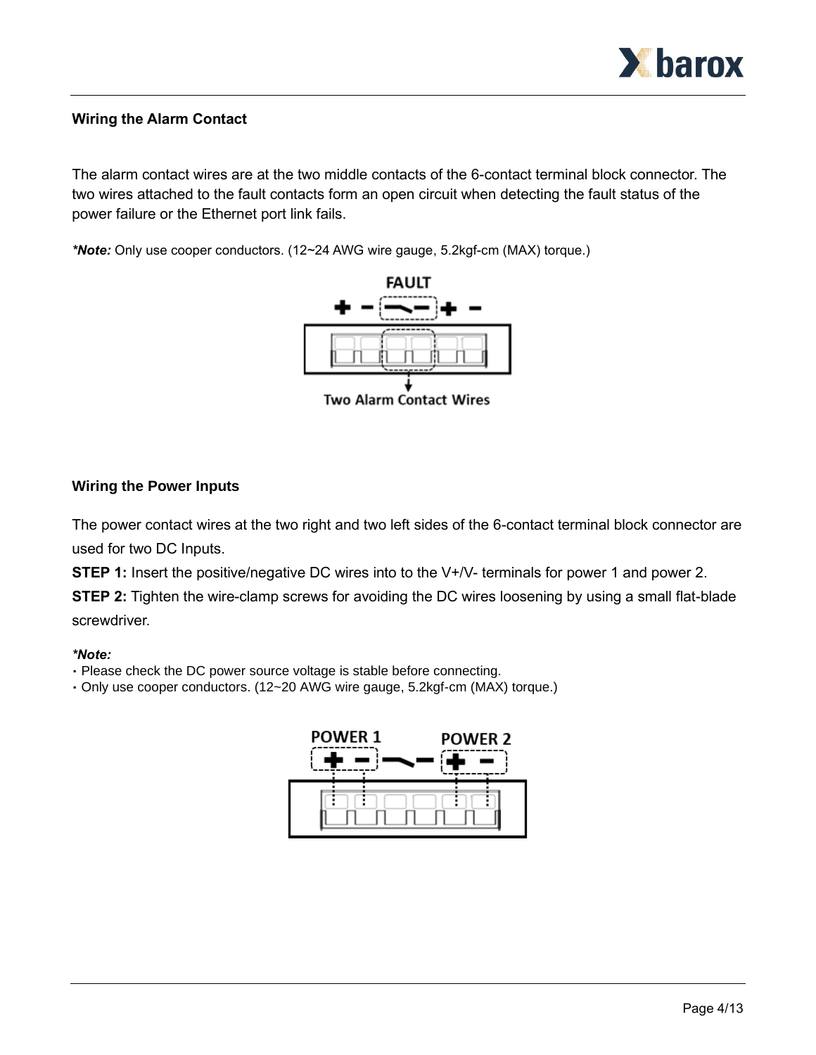## Wiring the Alarm Contact

The alarm contact wires are at the two middle contacts of the 6-contact terminal block connector. The two wires attached to the fault contacts form an open circuit when detecting the fault status of the power failure or the Ethernet port link fails.

***Note:*** Only use cooper conductors. (12~24 AWG wire gauge, 5.2kgf-cm (MAX) torque.)

## Wiring the Power Inputs

The power contact wires at the two right and two left sides of the 6-contact terminal block connector are used for two DC Inputs.

**STEP 1:** Insert the positive/negative DC wires into to the V+/V- terminals for power 1 and power 2.

**STEP 2:** Tighten the wire-clamp screws for avoiding the DC wires loosening by using a small flat-blade screwdriver.

***Note:***

- Please check the DC power source voltage is stable before connecting.
- Only use cooper conductors. (12~20 AWG wire gauge, 5.2kgf-cm (MAX) torque.)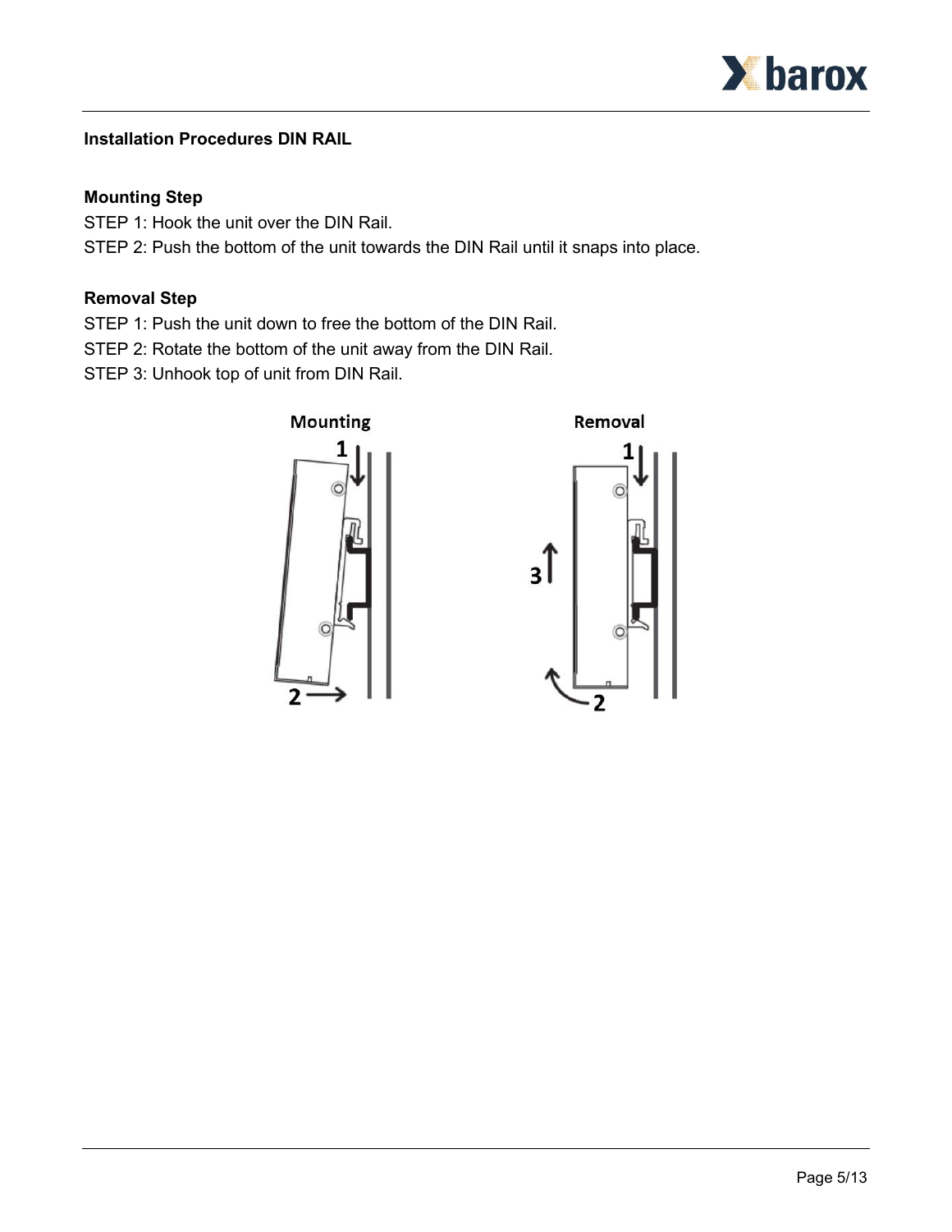**Installation Procedures DIN RAIL**

**Mounting Step**

STEP 1: Hook the unit over the DIN Rail.
STEP 2: Push the bottom of the unit towards the DIN Rail until it snaps into place.

**Removal Step**

STEP 1: Push the unit down to free the bottom of the DIN Rail.
STEP 2: Rotate the bottom of the unit away from the DIN Rail.
STEP 3: Unhook top of unit from DIN Rail.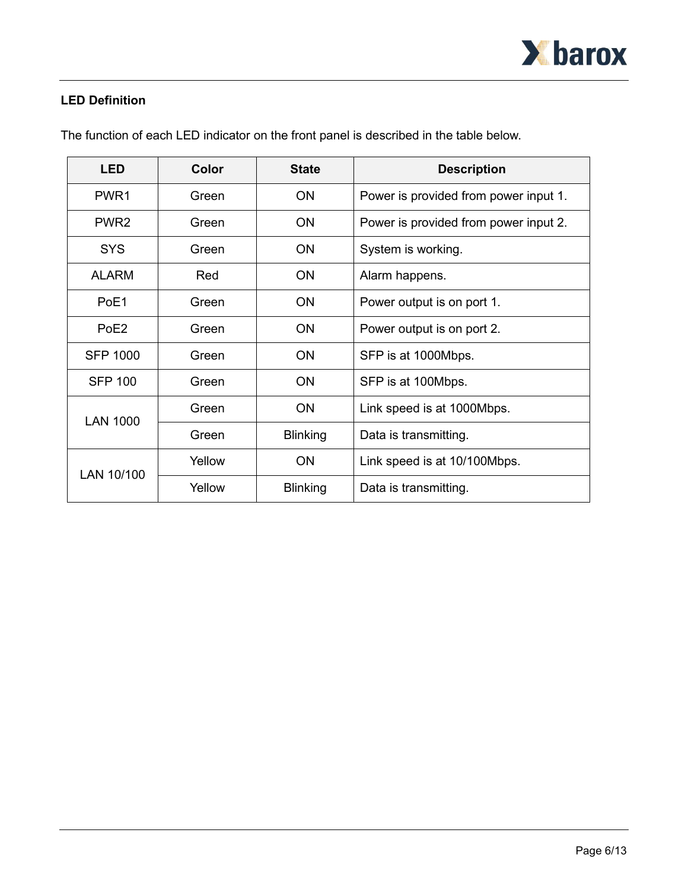### LED Definition

The function of each LED indicator on the front panel is described in the table below.

| LED | Color | State | Description |
|---|---|---|---|
| PWR1 | Green | ON | Power is provided from power input 1. |
| PWR2 | Green | ON | Power is provided from power input 2. |
| SYS | Green | ON | System is working. |
| ALARM | Red | ON | Alarm happens. |
| PoE1 | Green | ON | Power output is on port 1. |
| PoE2 | Green | ON | Power output is on port 2. |
| SFP 1000 | Green | ON | SFP is at 1000Mbps. |
| SFP 100 | Green | ON | SFP is at 100Mbps. |
| LAN 1000 | Green | ON | Link speed is at 1000Mbps. |
| | Green | Blinking | Data is transmitting. |
| LAN 10/100 | Yellow | ON | Link speed is at 10/100Mbps. |
| | Yellow | Blinking | Data is transmitting. |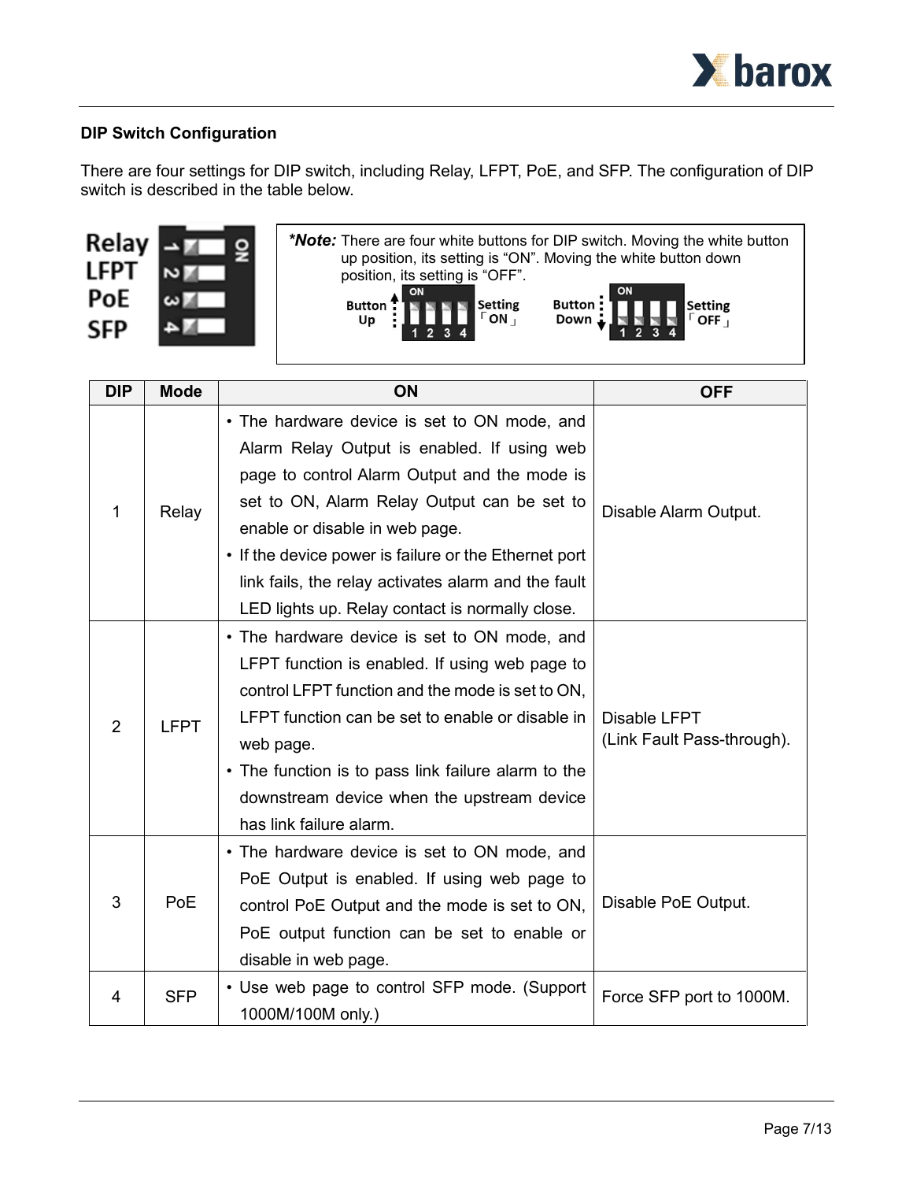## DIP Switch Configuration

There are four settings for DIP switch, including Relay, LFPT, PoE, and SFP. The configuration of DIP switch is described in the table below.

*Note:* There are four white buttons for DIP switch. Moving the white button up position, its setting is "ON". Moving the white button down position, its setting is "OFF".

| DIP | Mode | ON | OFF |
|---|---|---|---|
| 1 | Relay | • The hardware device is set to ON mode, and Alarm Relay Output is enabled. If using web page to control Alarm Output and the mode is set to ON, Alarm Relay Output can be set to enable or disable in web page.<br>• If the device power is failure or the Ethernet port link fails, the relay activates alarm and the fault LED lights up. Relay contact is normally close. | Disable Alarm Output. |
| 2 | LFPT | • The hardware device is set to ON mode, and LFPT function is enabled. If using web page to control LFPT function and the mode is set to ON, LFPT function can be set to enable or disable in web page.<br>• The function is to pass link failure alarm to the downstream device when the upstream device has link failure alarm. | Disable LFPT<br>(Link Fault Pass-through). |
| 3 | PoE | • The hardware device is set to ON mode, and PoE Output is enabled. If using web page to control PoE Output and the mode is set to ON, PoE output function can be set to enable or disable in web page. | Disable PoE Output. |
| 4 | SFP | • Use web page to control SFP mode. (Support 1000M/100M only.) | Force SFP port to 1000M. |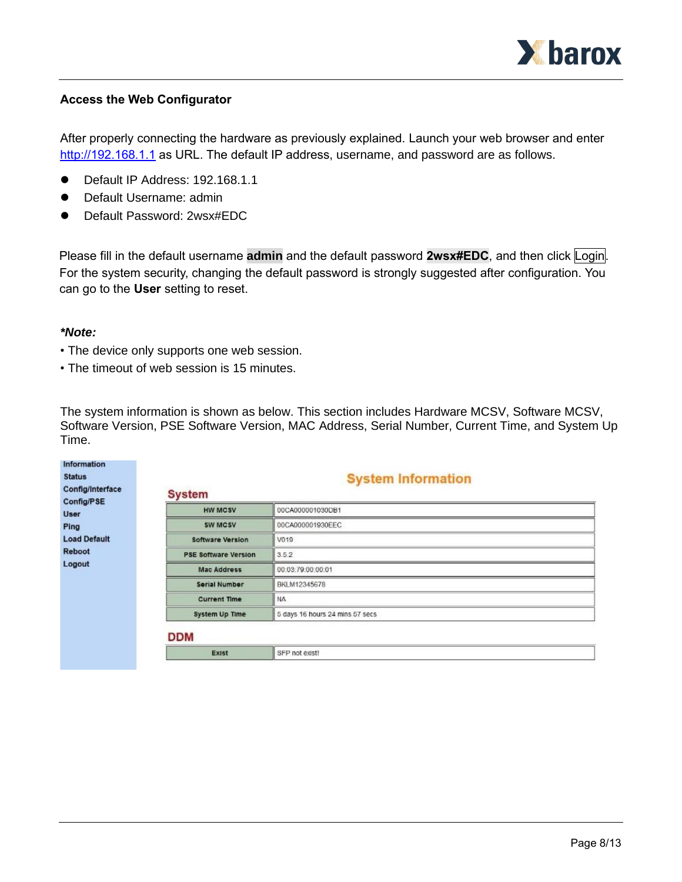### Access the Web Configurator

After properly connecting the hardware as previously explained. Launch your web browser and enter http://192.168.1.1 as URL. The default IP address, username, and password are as follows.

- Default IP Address: 192.168.1.1
- Default Username: admin
- Default Password: 2wsx#EDC

Please fill in the default username **admin** and the default password **2wsx#EDC**, and then click Login. For the system security, changing the default password is strongly suggested after configuration. You can go to the **User** setting to reset.

***Note:***

- The device only supports one web session.
- The timeout of web session is 15 minutes.

The system information is shown as below. This section includes Hardware MCSV, Software MCSV, Software Version, PSE Software Version, MAC Address, Serial Number, Current Time, and System Up Time.

Information
Status
Config/Interface
Config/PSE
User
Ping
Load Default
Reboot
Logout

**System Information**

**System**

| | |
|---|---|
| HW MCSV | 00CA000001030DB1 |
| SW MCSV | 00CA000001930EEC |
| Software Version | V019 |
| PSE Software Version | 3.5.2 |
| Mac Address | 00:03:79:00:00:01 |
| Serial Number | BKLM12345678 |
| Current Time | NA |
| System Up Time | 5 days 16 hours 24 mins 57 secs |

**DDM**

| | |
|---|---|
| Exist | SFP not exist! |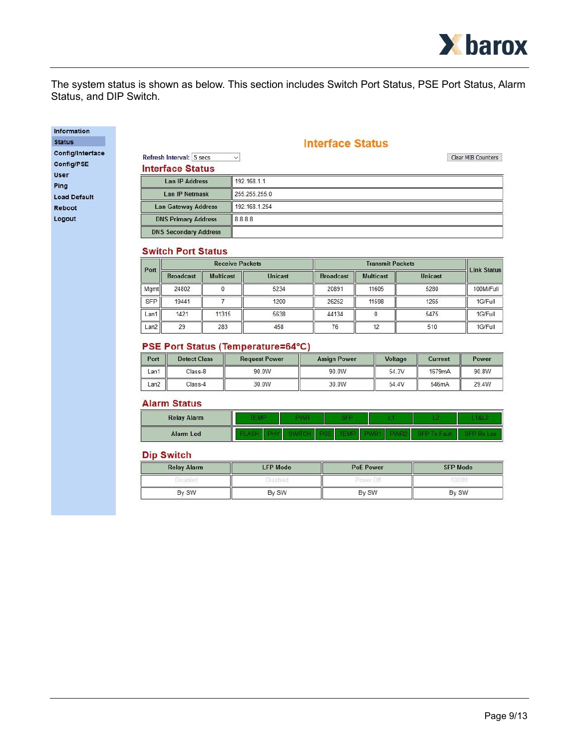The system status is shown as below. This section includes Switch Port Status, PSE Port Status, Alarm Status, and DIP Switch.

- Information
- Status
- Config/Interface
- Config/PSE
- User
- Ping
- Load Default
- Reboot
- Logout

## Interface Status

Refresh Interval: 5 secs

Clear MIB Counters

### Interface Status

| | |
|---|---|
| Lan IP Address | 192.168.1.1 |
| Lan IP Netmask | 255.255.255.0 |
| Lan Gateway Address | 192.168.1.254 |
| DNS Primary Address | 8.8.8.8 |
| DNS Secondary Address | |

### Switch Port Status

| Port | Receive Packets | | | Transmit Packets | | | Link Status |
|---|---|---|---|---|---|---|---|
| | Broadcast | Multicast | Unicast | Broadcast | Multicast | Unicast | |
| Mgmt | 24802 | 0 | 5234 | 20891 | 11605 | 5280 | 100M/Full |
| SFP | 19441 | 7 | 1200 | 26252 | 11598 | 1265 | 1G/Full |
| Lan1 | 1421 | 11315 | 5638 | 44134 | 0 | 5475 | 1G/Full |
| Lan2 | 29 | 283 | 458 | 76 | 12 | 510 | 1G/Full |

### PSE Port Status (Temperature=64°C)

| Port | Detect Class | Request Power | Assign Power | Voltage | Current | Power |
|---|---|---|---|---|---|---|
| Lan1 | Class-8 | 90.0W | 90.0W | 54.3V | 1679mA | 90.8W |
| Lan2 | Class-4 | 30.0W | 30.0W | 54.4V | 546mA | 29.4W |

### Alarm Status

| | | | | | | | | | |
|---|---|---|---|---|---|---|---|---|---|
| Relay Alarm | TEMP | PWR | SFP | L1 | L2 | L1&L2 | | | |
| Alarm Led | FLASH | PHY | SWITCH | PSE | TEMP | PWR1 | PWR2 | SFP Tx Fault | SFP Rx Los |

### Dip Switch

| Relay Alarm | LFP Mode | PoE Power | SFP Mode |
|---|---|---|---|
| Disabled | Disabled | Power Off | 1000M |
| By SW | By SW | By SW | By SW |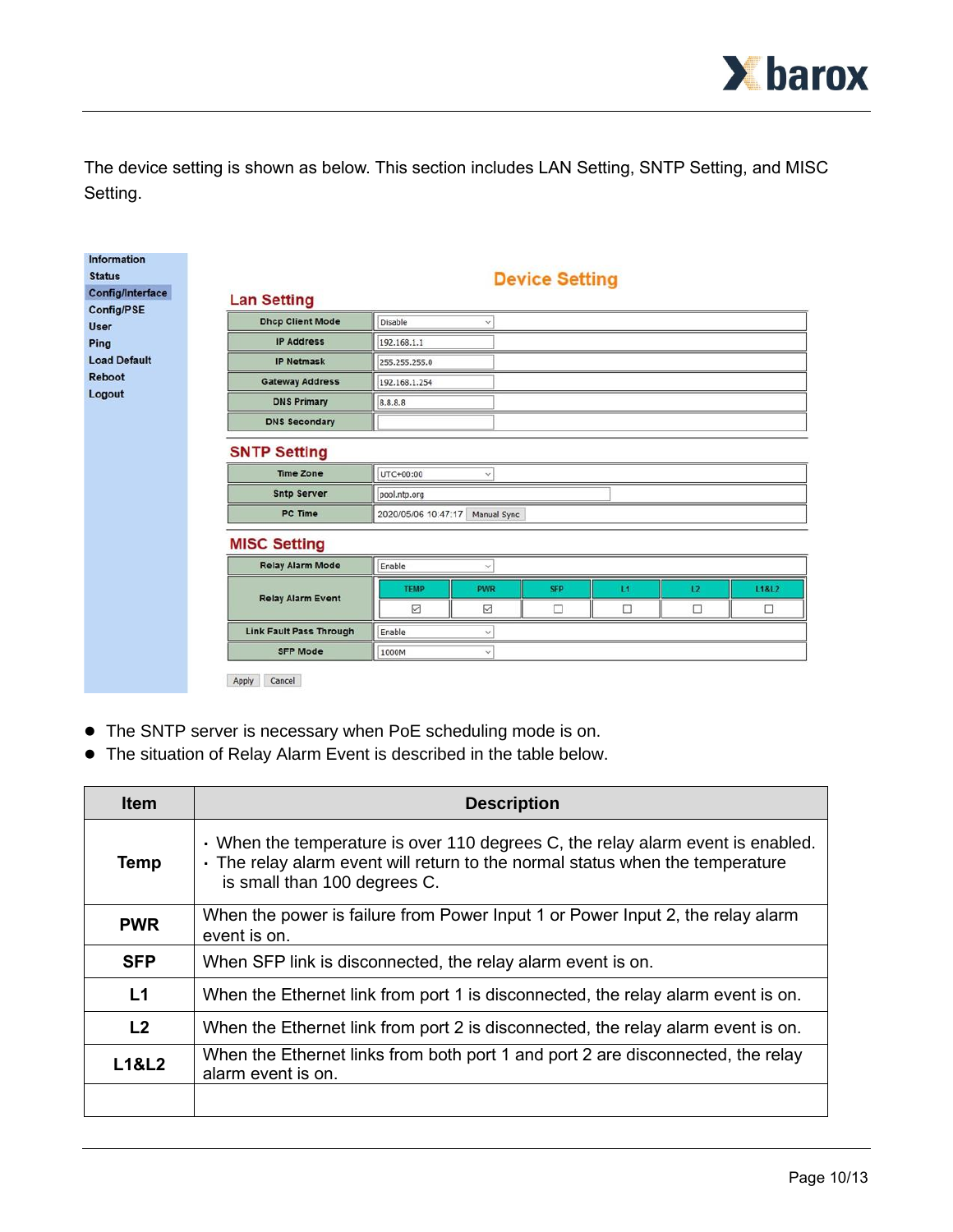The device setting is shown as below. This section includes LAN Setting, SNTP Setting, and MISC Setting.

- The SNTP server is necessary when PoE scheduling mode is on.
- The situation of Relay Alarm Event is described in the table below.

| Item | Description |
|---|---|
| Temp | · When the temperature is over 110 degrees C, the relay alarm event is enabled.<br>· The relay alarm event will return to the normal status when the temperature is small than 100 degrees C. |
| PWR | When the power is failure from Power Input 1 or Power Input 2, the relay alarm event is on. |
| SFP | When SFP link is disconnected, the relay alarm event is on. |
| L1 | When the Ethernet link from port 1 is disconnected, the relay alarm event is on. |
| L2 | When the Ethernet link from port 2 is disconnected, the relay alarm event is on. |
| L1&L2 | When the Ethernet links from both port 1 and port 2 are disconnected, the relay alarm event is on. |
| | |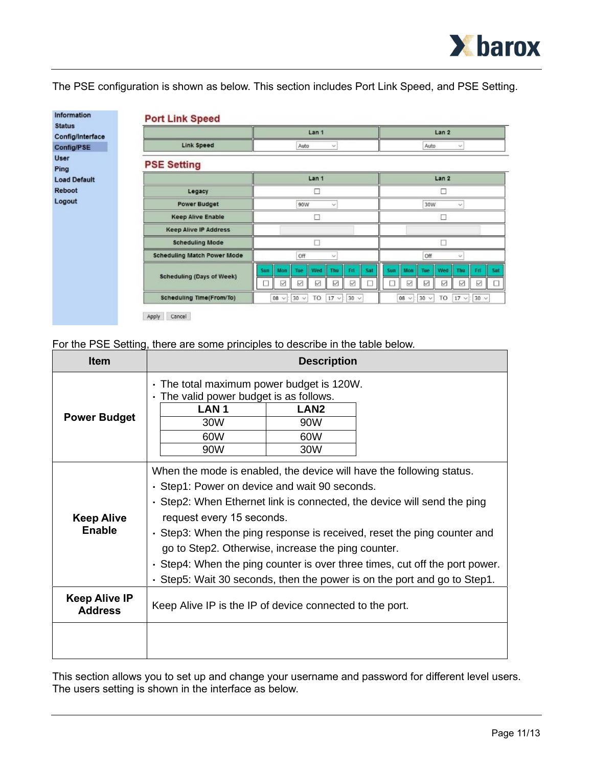The PSE configuration is shown as below. This section includes Port Link Speed, and PSE Setting.

- Information
- Status
- Config/Interface
- Config/PSE
- User
- Ping
- Load Default
- Reboot
- Logout

**Port Link Speed**

| | Lan 1 | Lan 2 |
|---|---|---|
| Link Speed | Auto | Auto |

**PSE Setting**

| | Lan 1 | Lan 2 |
|---|---|---|
| Legacy | ☐ | ☐ |
| Power Budget | 90W | 30W |
| Keep Alive Enable | ☐ | ☐ |
| Keep Alive IP Address | | |
| Scheduling Mode | ☐ | ☐ |
| Scheduling Match Power Mode | Off | Off |
| Scheduling (Days of Week) | Sun ☐ Mon ☑ Tue ☑ Wed ☑ Thu ☑ Fri ☑ Sat ☐ | Sun ☐ Mon ☑ Tue ☑ Wed ☑ Thu ☑ Fri ☑ Sat ☐ |
| Scheduling Time(From/To) | 08 : 30 TO 17 : 30 | 08 : 30 TO 17 : 30 |

Apply Cancel

For the PSE Setting, there are some principles to describe in the table below.

| Item | Description |
|---|---|
| **Power Budget** | · The total maximum power budget is 120W.<br>· The valid power budget is as follows.<br>**LAN 1** / **LAN2**<br>30W / 90W<br>60W / 60W<br>90W / 30W |
| **Keep Alive Enable** | When the mode is enabled, the device will have the following status.<br>· Step1: Power on device and wait 90 seconds.<br>· Step2: When Ethernet link is connected, the device will send the ping request every 15 seconds.<br>· Step3: When the ping response is received, reset the ping counter and go to Step2. Otherwise, increase the ping counter.<br>· Step4: When the ping counter is over three times, cut off the port power.<br>· Step5: Wait 30 seconds, then the power is on the port and go to Step1. |
| **Keep Alive IP Address** | Keep Alive IP is the IP of device connected to the port. |
| | |

This section allows you to set up and change your username and password for different level users. The users setting is shown in the interface as below.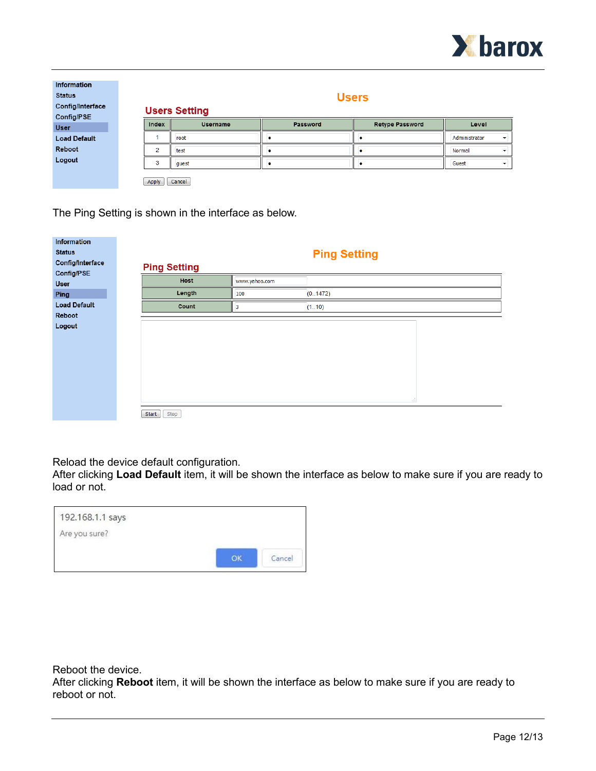| Information |
|---|
| Status |
| Config/Interface |
| Config/PSE |
| User |
| Load Default |
| Reboot |
| Logout |

## Users

### Users Setting

| Index | Username | Password | Retype Password | Level |
|---|---|---|---|---|
| 1 | root | • | • | Administrator |
| 2 | test | • | • | Normal |
| 3 | guest | • | • | Guest |

Apply Cancel

The Ping Setting is shown in the interface as below.

| Information |
|---|
| Status |
| Config/Interface |
| Config/PSE |
| User |
| Ping |
| Load Default |
| Reboot |
| Logout |

## Ping Setting

### Ping Setting

| Host | www.yahoo.com |
|---|---|
| Length | 100 (0..1472) |
| Count | 3 (1..10) |

Start Stop

Reload the device default configuration.
After clicking **Load Default** item, it will be shown the interface as below to make sure if you are ready to load or not.

192.168.1.1 says

Are you sure?

OK Cancel

Reboot the device.
After clicking **Reboot** item, it will be shown the interface as below to make sure if you are ready to reboot or not.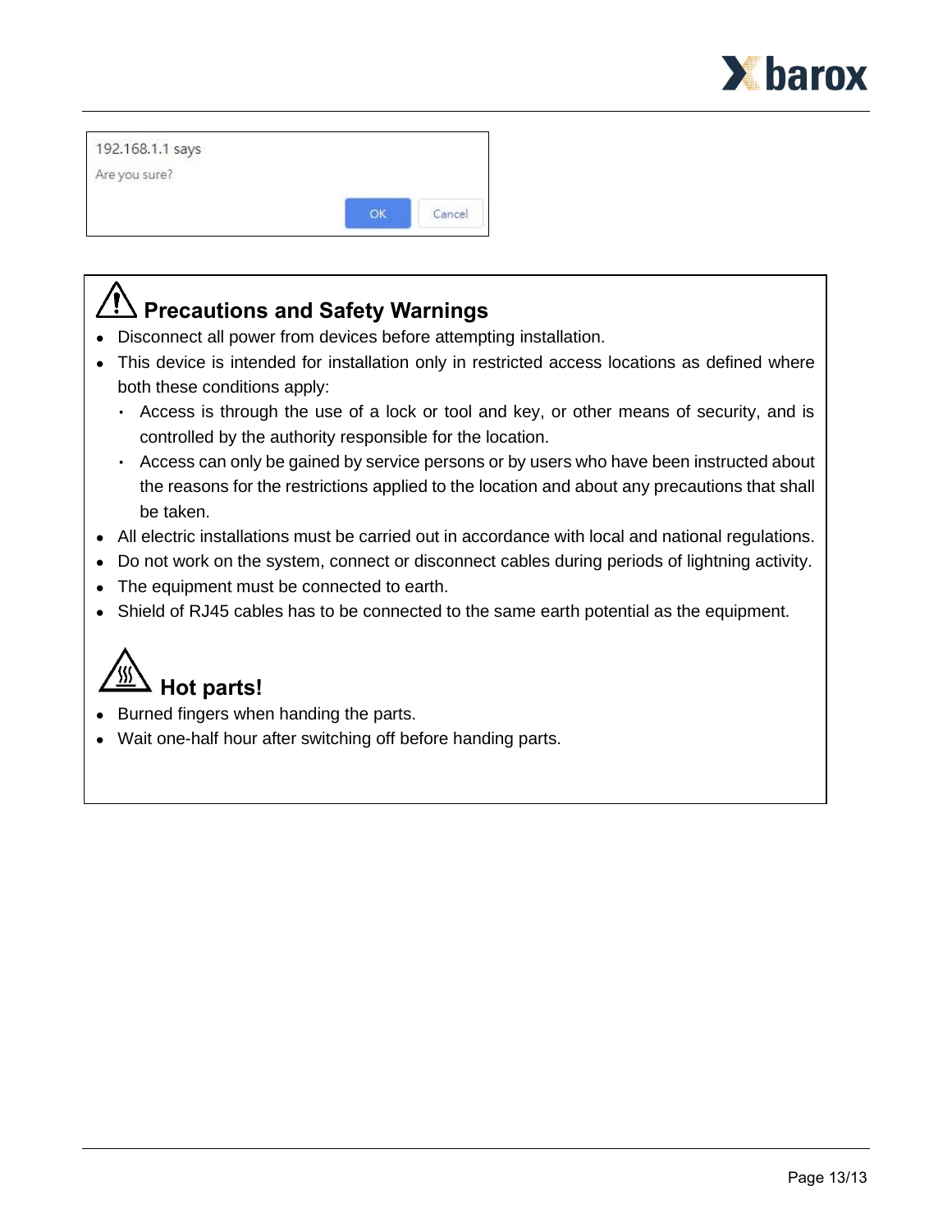192.168.1.1 says

Are you sure?

OK | Cancel

## Precautions and Safety Warnings

- Disconnect all power from devices before attempting installation.
- This device is intended for installation only in restricted access locations as defined where both these conditions apply:
  - Access is through the use of a lock or tool and key, or other means of security, and is controlled by the authority responsible for the location.
  - Access can only be gained by service persons or by users who have been instructed about the reasons for the restrictions applied to the location and about any precautions that shall be taken.
- All electric installations must be carried out in accordance with local and national regulations.
- Do not work on the system, connect or disconnect cables during periods of lightning activity.
- The equipment must be connected to earth.
- Shield of RJ45 cables has to be connected to the same earth potential as the equipment.

## Hot parts!

- Burned fingers when handing the parts.
- Wait one-half hour after switching off before handing parts.